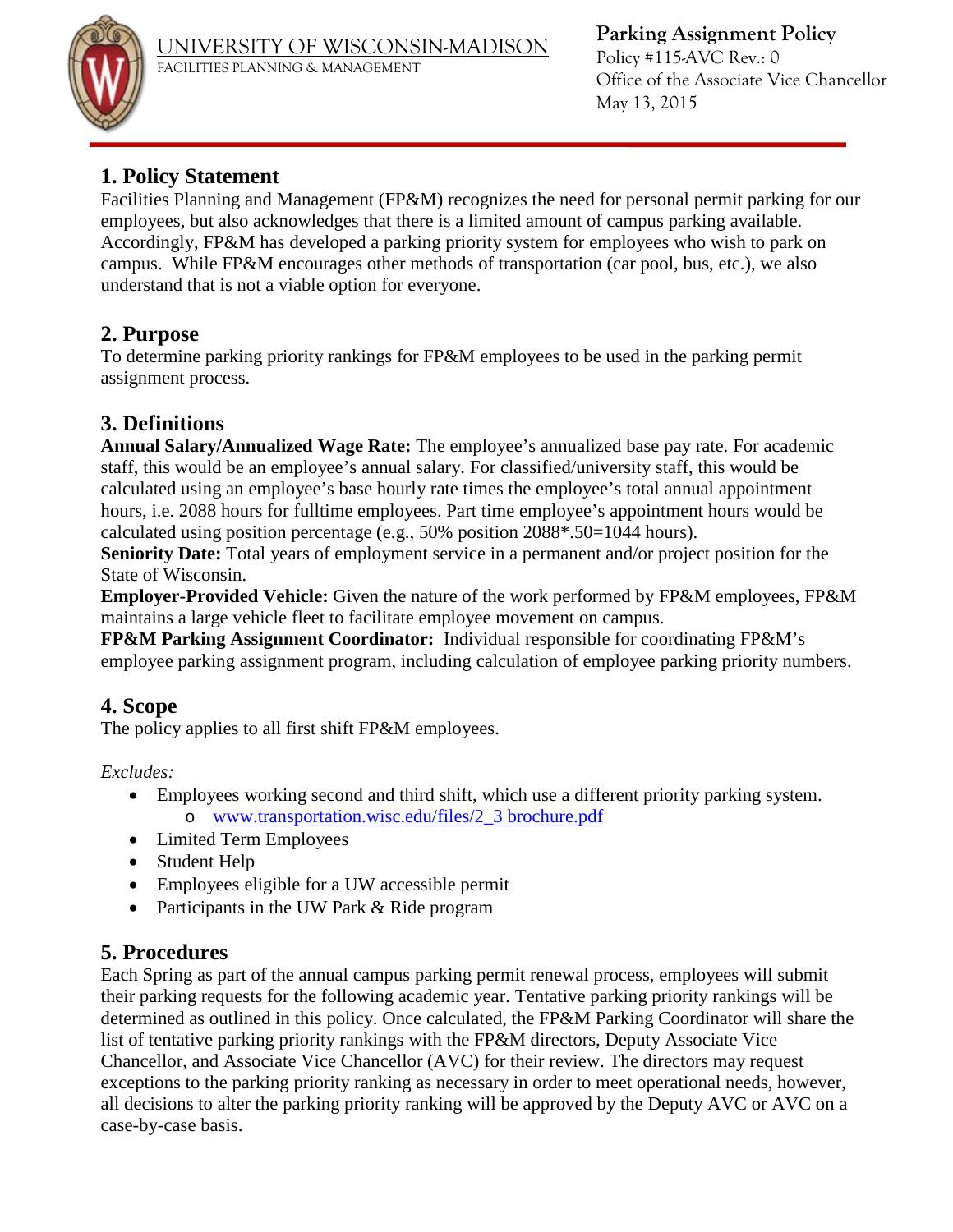UNIVERSITY OF WISCONSIN-MADISON
FACILITIES PLANNING & MANAGEMENT

**Parking Assignment Policy**
Policy #115-AVC Rev.: 0
Office of the Associate Vice Chancellor
May 13, 2015

## 1. Policy Statement

Facilities Planning and Management (FP&M) recognizes the need for personal permit parking for our employees, but also acknowledges that there is a limited amount of campus parking available. Accordingly, FP&M has developed a parking priority system for employees who wish to park on campus. While FP&M encourages other methods of transportation (car pool, bus, etc.), we also understand that is not a viable option for everyone.

## 2. Purpose

To determine parking priority rankings for FP&M employees to be used in the parking permit assignment process.

## 3. Definitions

**Annual Salary/Annualized Wage Rate:** The employee's annualized base pay rate. For academic staff, this would be an employee's annual salary. For classified/university staff, this would be calculated using an employee's base hourly rate times the employee's total annual appointment hours, i.e. 2088 hours for fulltime employees. Part time employee's appointment hours would be calculated using position percentage (e.g., 50% position 2088*.50=1044 hours).
**Seniority Date:** Total years of employment service in a permanent and/or project position for the State of Wisconsin.
**Employer-Provided Vehicle:** Given the nature of the work performed by FP&M employees, FP&M maintains a large vehicle fleet to facilitate employee movement on campus.
**FP&M Parking Assignment Coordinator:** Individual responsible for coordinating FP&M's employee parking assignment program, including calculation of employee parking priority numbers.

## 4. Scope

The policy applies to all first shift FP&M employees.

*Excludes:*

- Employees working second and third shift, which use a different priority parking system.
  - www.transportation.wisc.edu/files/2_3 brochure.pdf
- Limited Term Employees
- Student Help
- Employees eligible for a UW accessible permit
- Participants in the UW Park & Ride program

## 5. Procedures

Each Spring as part of the annual campus parking permit renewal process, employees will submit their parking requests for the following academic year. Tentative parking priority rankings will be determined as outlined in this policy. Once calculated, the FP&M Parking Coordinator will share the list of tentative parking priority rankings with the FP&M directors, Deputy Associate Vice Chancellor, and Associate Vice Chancellor (AVC) for their review. The directors may request exceptions to the parking priority ranking as necessary in order to meet operational needs, however, all decisions to alter the parking priority ranking will be approved by the Deputy AVC or AVC on a case-by-case basis.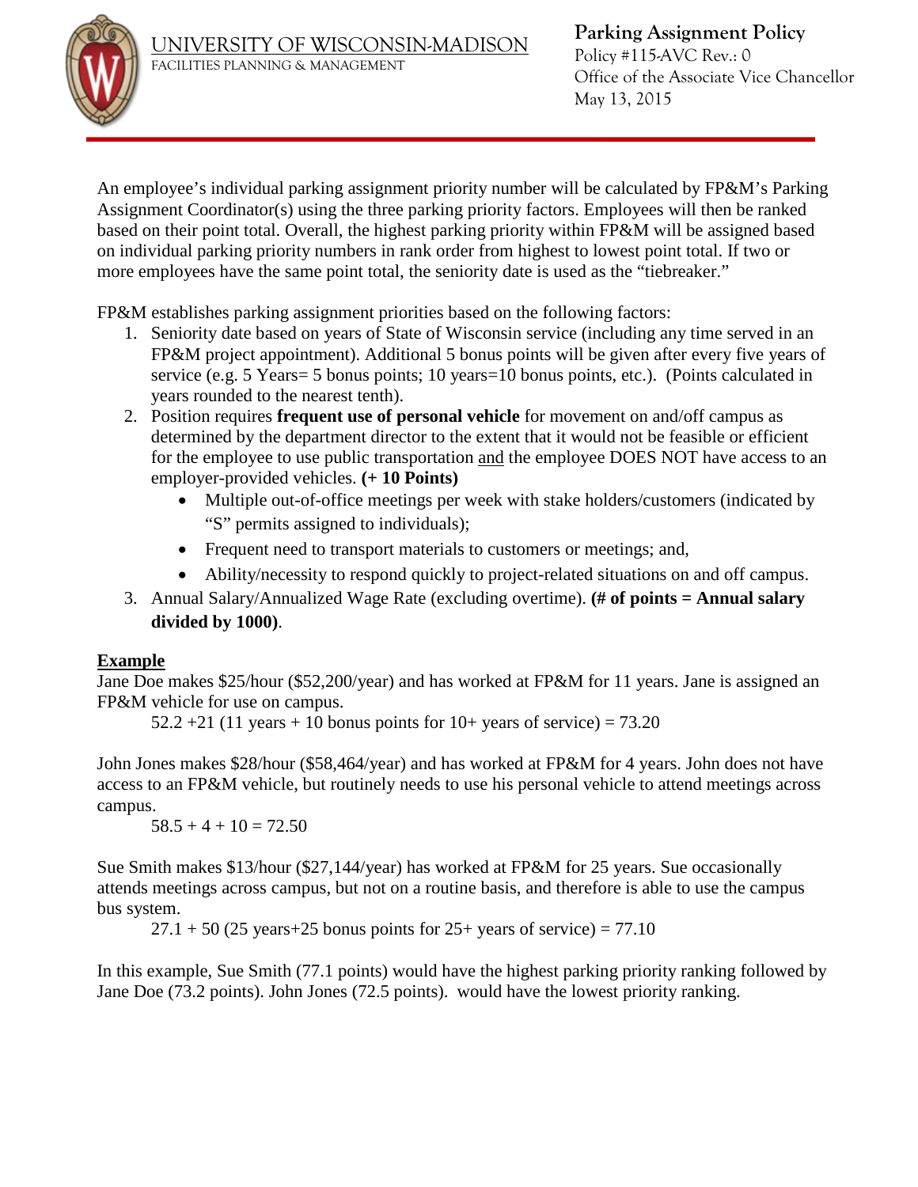An employee's individual parking assignment priority number will be calculated by FP&M's Parking Assignment Coordinator(s) using the three parking priority factors. Employees will then be ranked based on their point total. Overall, the highest parking priority within FP&M will be assigned based on individual parking priority numbers in rank order from highest to lowest point total. If two or more employees have the same point total, the seniority date is used as the "tiebreaker."

FP&M establishes parking assignment priorities based on the following factors:

1. Seniority date based on years of State of Wisconsin service (including any time served in an FP&M project appointment). Additional 5 bonus points will be given after every five years of service (e.g. 5 Years= 5 bonus points; 10 years=10 bonus points, etc.). (Points calculated in years rounded to the nearest tenth).
2. Position requires **frequent use of personal vehicle** for movement on and/off campus as determined by the department director to the extent that it would not be feasible or efficient for the employee to use public transportation <u>and</u> the employee DOES NOT have access to an employer-provided vehicles. **(+ 10 Points)**
   - Multiple out-of-office meetings per week with stake holders/customers (indicated by "S" permits assigned to individuals);
   - Frequent need to transport materials to customers or meetings; and,
   - Ability/necessity to respond quickly to project-related situations on and off campus.
3. Annual Salary/Annualized Wage Rate (excluding overtime). **(# of points = Annual salary divided by 1000)**.

**<u>Example</u>**

Jane Doe makes $25/hour ($52,200/year) and has worked at FP&M for 11 years. Jane is assigned an FP&M vehicle for use on campus.

52.2 +21 (11 years + 10 bonus points for 10+ years of service) = 73.20

John Jones makes $28/hour ($58,464/year) and has worked at FP&M for 4 years. John does not have access to an FP&M vehicle, but routinely needs to use his personal vehicle to attend meetings across campus.

58.5 + 4 + 10 = 72.50

Sue Smith makes $13/hour ($27,144/year) has worked at FP&M for 25 years. Sue occasionally attends meetings across campus, but not on a routine basis, and therefore is able to use the campus bus system.

27.1 + 50 (25 years+25 bonus points for 25+ years of service) = 77.10

In this example, Sue Smith (77.1 points) would have the highest parking priority ranking followed by Jane Doe (73.2 points). John Jones (72.5 points). would have the lowest priority ranking.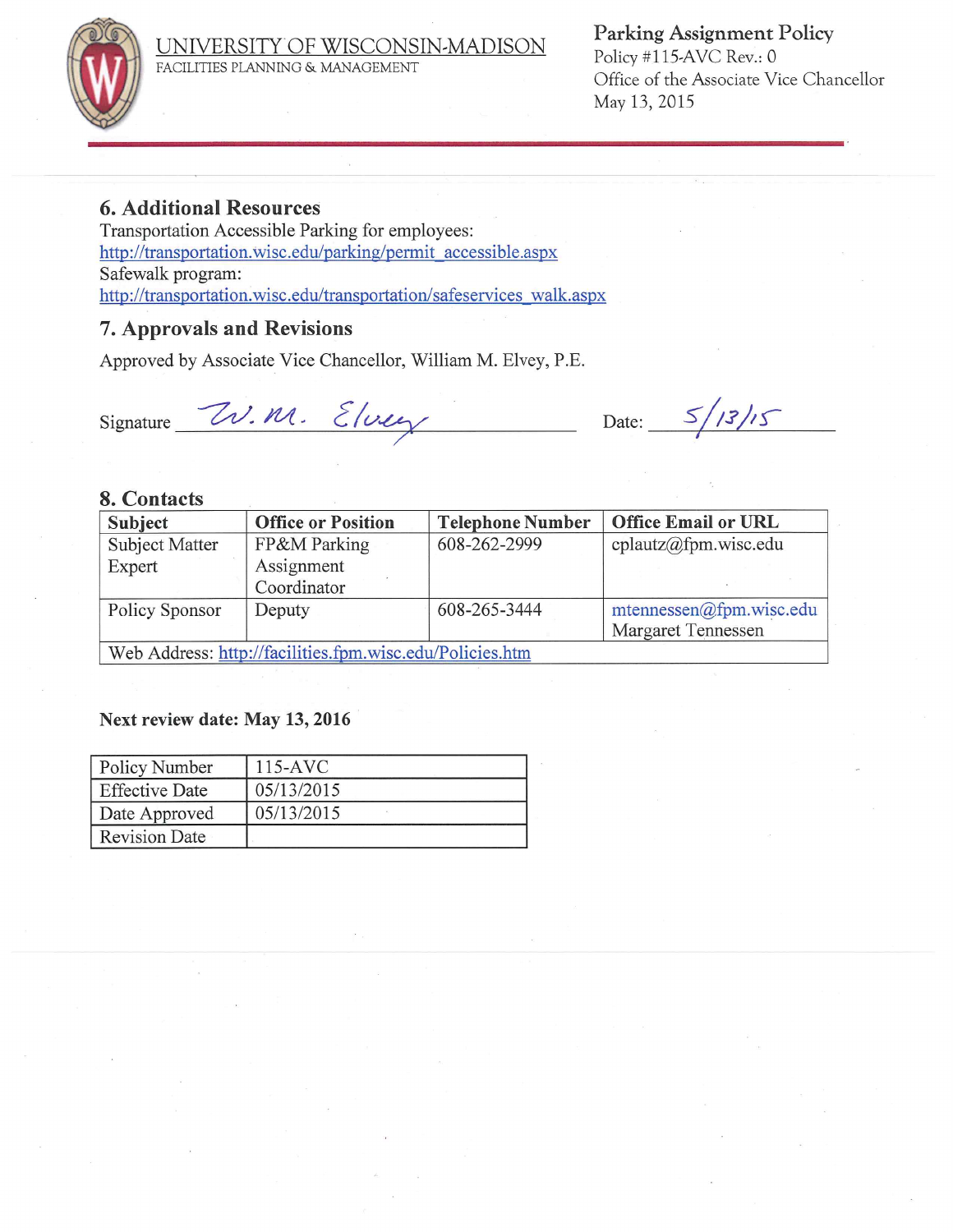## 6. Additional Resources

Transportation Accessible Parking for employees:
http://transportation.wisc.edu/parking/permit_accessible.aspx
Safewalk program:
http://transportation.wisc.edu/transportation/safeservices_walk.aspx

## 7. Approvals and Revisions

Approved by Associate Vice Chancellor, William M. Elvey, P.E.

Signature W. M. Elvey Date: 5/13/15

## 8. Contacts

| Subject | Office or Position | Telephone Number | Office Email or URL |
|---|---|---|---|
| Subject Matter Expert | FP&M Parking Assignment Coordinator | 608-262-2999 | cplautz@fpm.wisc.edu |
| Policy Sponsor | Deputy | 608-265-3444 | mtennessen@fpm.wisc.edu Margaret Tennessen |
| Web Address: http://facilities.fpm.wisc.edu/Policies.htm | | | |

**Next review date: May 13, 2016**

| | |
|---|---|
| Policy Number | 115-AVC |
| Effective Date | 05/13/2015 |
| Date Approved | 05/13/2015 |
| Revision Date | |